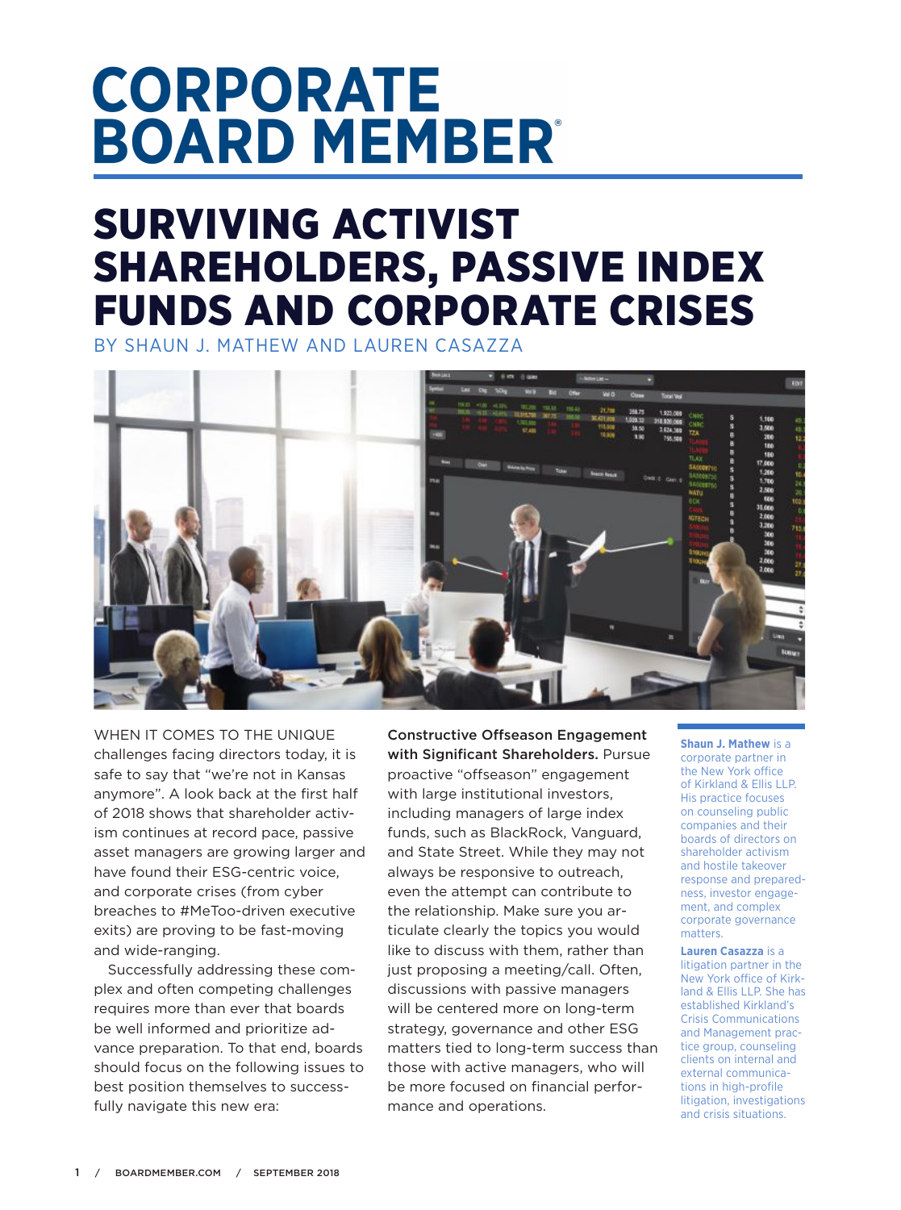# CORPORATE BOARD MEMBER®

## SURVIVING ACTIVIST SHAREHOLDERS, PASSIVE INDEX FUNDS AND CORPORATE CRISES

BY SHAUN J. MATHEW AND LAUREN CASAZZA

WHEN IT COMES TO THE UNIQUE challenges facing directors today, it is safe to say that "we're not in Kansas anymore". A look back at the first half of 2018 shows that shareholder activism continues at record pace, passive asset managers are growing larger and have found their ESG-centric voice, and corporate crises (from cyber breaches to #MeToo-driven executive exits) are proving to be fast-moving and wide-ranging.

Successfully addressing these complex and often competing challenges requires more than ever that boards be well informed and prioritize advance preparation. To that end, boards should focus on the following issues to best position themselves to successfully navigate this new era:

**Constructive Offseason Engagement with Significant Shareholders.** Pursue proactive "offseason" engagement with large institutional investors, including managers of large index funds, such as BlackRock, Vanguard, and State Street. While they may not always be responsive to outreach, even the attempt can contribute to the relationship. Make sure you articulate clearly the topics you would like to discuss with them, rather than just proposing a meeting/call. Often, discussions with passive managers will be centered more on long-term strategy, governance and other ESG matters tied to long-term success than those with active managers, who will be more focused on financial performance and operations.

**Shaun J. Mathew** is a corporate partner in the New York office of Kirkland & Ellis LLP. His practice focuses on counseling public companies and their boards of directors on shareholder activism and hostile takeover response and preparedness, investor engagement, and complex corporate governance matters.

**Lauren Casazza** is a litigation partner in the New York office of Kirkland & Ellis LLP. She has established Kirkland's Crisis Communications and Management practice group, counseling clients on internal and external communications in high-profile litigation, investigations and crisis situations.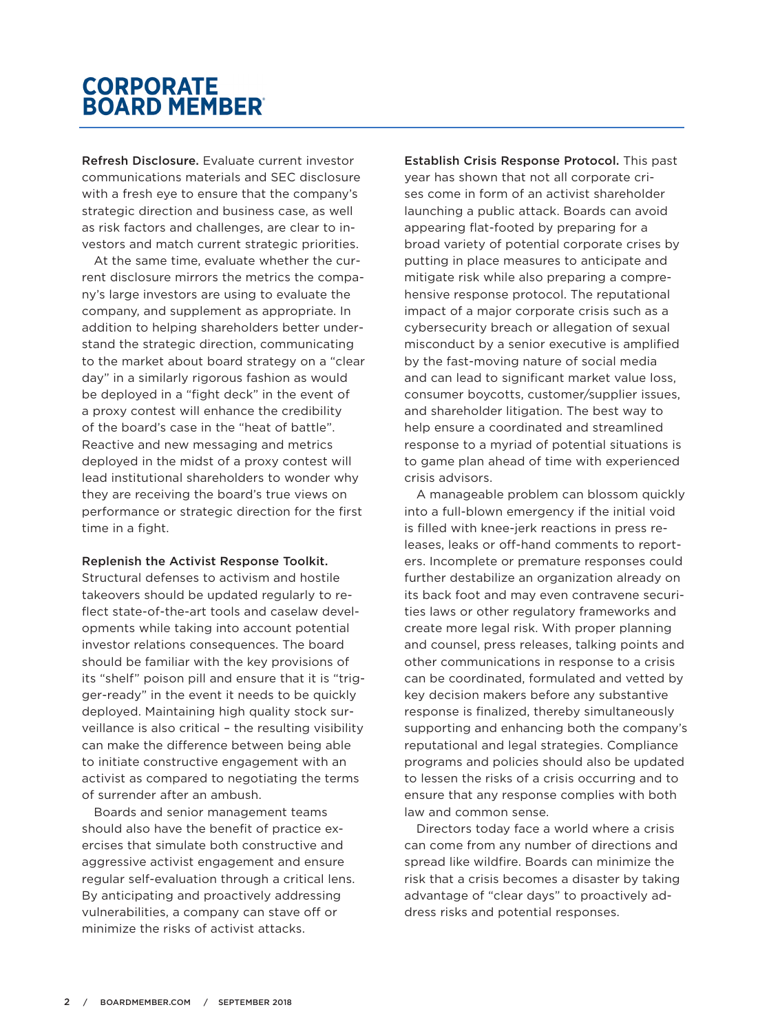**Refresh Disclosure.** Evaluate current investor communications materials and SEC disclosure with a fresh eye to ensure that the company's strategic direction and business case, as well as risk factors and challenges, are clear to investors and match current strategic priorities.

At the same time, evaluate whether the current disclosure mirrors the metrics the company's large investors are using to evaluate the company, and supplement as appropriate. In addition to helping shareholders better understand the strategic direction, communicating to the market about board strategy on a "clear day" in a similarly rigorous fashion as would be deployed in a "fight deck" in the event of a proxy contest will enhance the credibility of the board's case in the "heat of battle". Reactive and new messaging and metrics deployed in the midst of a proxy contest will lead institutional shareholders to wonder why they are receiving the board's true views on performance or strategic direction for the first time in a fight.

**Replenish the Activist Response Toolkit.** Structural defenses to activism and hostile takeovers should be updated regularly to reflect state-of-the-art tools and caselaw developments while taking into account potential investor relations consequences. The board should be familiar with the key provisions of its "shelf" poison pill and ensure that it is "trigger-ready" in the event it needs to be quickly deployed. Maintaining high quality stock surveillance is also critical – the resulting visibility can make the difference between being able to initiate constructive engagement with an activist as compared to negotiating the terms of surrender after an ambush.

Boards and senior management teams should also have the benefit of practice exercises that simulate both constructive and aggressive activist engagement and ensure regular self-evaluation through a critical lens. By anticipating and proactively addressing vulnerabilities, a company can stave off or minimize the risks of activist attacks.

**Establish Crisis Response Protocol.** This past year has shown that not all corporate crises come in form of an activist shareholder launching a public attack. Boards can avoid appearing flat-footed by preparing for a broad variety of potential corporate crises by putting in place measures to anticipate and mitigate risk while also preparing a comprehensive response protocol. The reputational impact of a major corporate crisis such as a cybersecurity breach or allegation of sexual misconduct by a senior executive is amplified by the fast-moving nature of social media and can lead to significant market value loss, consumer boycotts, customer/supplier issues, and shareholder litigation. The best way to help ensure a coordinated and streamlined response to a myriad of potential situations is to game plan ahead of time with experienced crisis advisors.

A manageable problem can blossom quickly into a full-blown emergency if the initial void is filled with knee-jerk reactions in press releases, leaks or off-hand comments to reporters. Incomplete or premature responses could further destabilize an organization already on its back foot and may even contravene securities laws or other regulatory frameworks and create more legal risk. With proper planning and counsel, press releases, talking points and other communications in response to a crisis can be coordinated, formulated and vetted by key decision makers before any substantive response is finalized, thereby simultaneously supporting and enhancing both the company's reputational and legal strategies. Compliance programs and policies should also be updated to lessen the risks of a crisis occurring and to ensure that any response complies with both law and common sense.

Directors today face a world where a crisis can come from any number of directions and spread like wildfire. Boards can minimize the risk that a crisis becomes a disaster by taking advantage of "clear days" to proactively address risks and potential responses.